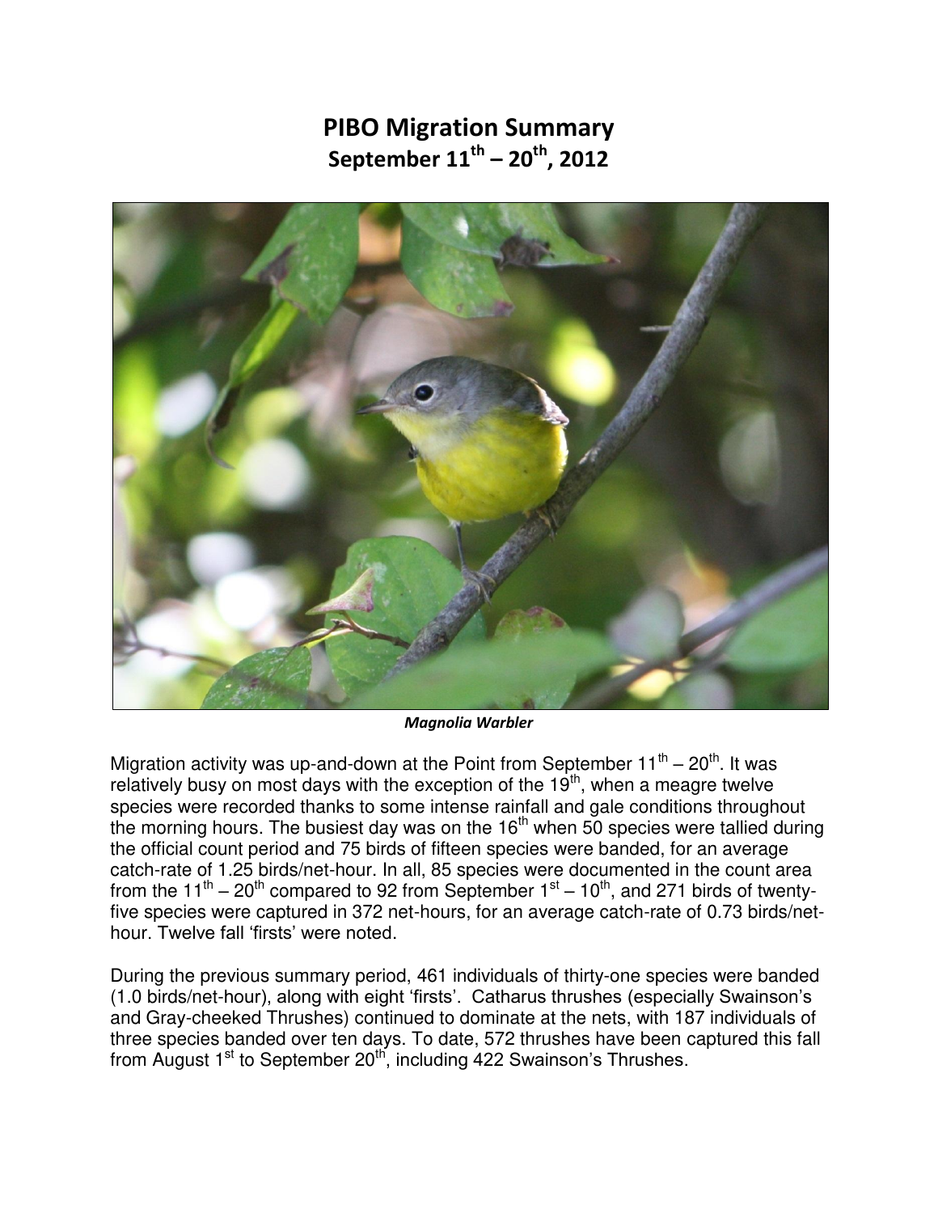# PIBO Migration Summary

## September 11th – 20th, 2012

*Magnolia Warbler*

Migration activity was up-and-down at the Point from September 11th – 20th. It was relatively busy on most days with the exception of the 19th, when a meagre twelve species were recorded thanks to some intense rainfall and gale conditions throughout the morning hours. The busiest day was on the 16th when 50 species were tallied during the official count period and 75 birds of fifteen species were banded, for an average catch-rate of 1.25 birds/net-hour. In all, 85 species were documented in the count area from the 11th – 20th compared to 92 from September 1st – 10th, and 271 birds of twenty-five species were captured in 372 net-hours, for an average catch-rate of 0.73 birds/net-hour. Twelve fall 'firsts' were noted.

During the previous summary period, 461 individuals of thirty-one species were banded (1.0 birds/net-hour), along with eight 'firsts'. Catharus thrushes (especially Swainson's and Gray-cheeked Thrushes) continued to dominate at the nets, with 187 individuals of three species banded over ten days. To date, 572 thrushes have been captured this fall from August 1st to September 20th, including 422 Swainson's Thrushes.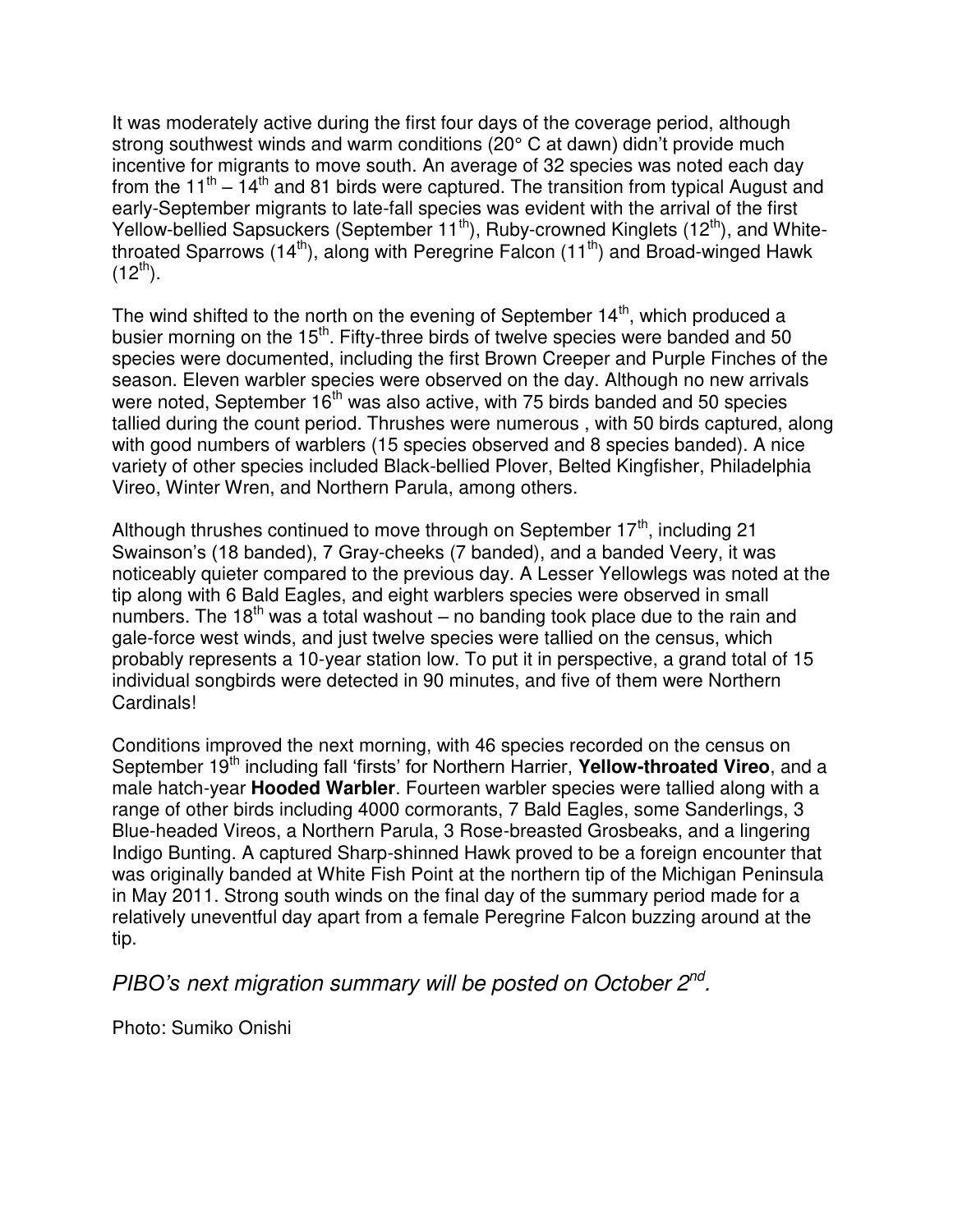It was moderately active during the first four days of the coverage period, although strong southwest winds and warm conditions (20° C at dawn) didn't provide much incentive for migrants to move south. An average of 32 species was noted each day from the 11th – 14th and 81 birds were captured. The transition from typical August and early-September migrants to late-fall species was evident with the arrival of the first Yellow-bellied Sapsuckers (September 11th), Ruby-crowned Kinglets (12th), and White-throated Sparrows (14th), along with Peregrine Falcon (11th) and Broad-winged Hawk (12th).

The wind shifted to the north on the evening of September 14th, which produced a busier morning on the 15th. Fifty-three birds of twelve species were banded and 50 species were documented, including the first Brown Creeper and Purple Finches of the season. Eleven warbler species were observed on the day. Although no new arrivals were noted, September 16th was also active, with 75 birds banded and 50 species tallied during the count period. Thrushes were numerous , with 50 birds captured, along with good numbers of warblers (15 species observed and 8 species banded). A nice variety of other species included Black-bellied Plover, Belted Kingfisher, Philadelphia Vireo, Winter Wren, and Northern Parula, among others.

Although thrushes continued to move through on September 17th, including 21 Swainson's (18 banded), 7 Gray-cheeks (7 banded), and a banded Veery, it was noticeably quieter compared to the previous day. A Lesser Yellowlegs was noted at the tip along with 6 Bald Eagles, and eight warblers species were observed in small numbers. The 18th was a total washout – no banding took place due to the rain and gale-force west winds, and just twelve species were tallied on the census, which probably represents a 10-year station low. To put it in perspective, a grand total of 15 individual songbirds were detected in 90 minutes, and five of them were Northern Cardinals!

Conditions improved the next morning, with 46 species recorded on the census on September 19th including fall 'firsts' for Northern Harrier, **Yellow-throated Vireo**, and a male hatch-year **Hooded Warbler**. Fourteen warbler species were tallied along with a range of other birds including 4000 cormorants, 7 Bald Eagles, some Sanderlings, 3 Blue-headed Vireos, a Northern Parula, 3 Rose-breasted Grosbeaks, and a lingering Indigo Bunting. A captured Sharp-shinned Hawk proved to be a foreign encounter that was originally banded at White Fish Point at the northern tip of the Michigan Peninsula in May 2011. Strong south winds on the final day of the summary period made for a relatively uneventful day apart from a female Peregrine Falcon buzzing around at the tip.

*PIBO's next migration summary will be posted on October 2nd.*

Photo: Sumiko Onishi